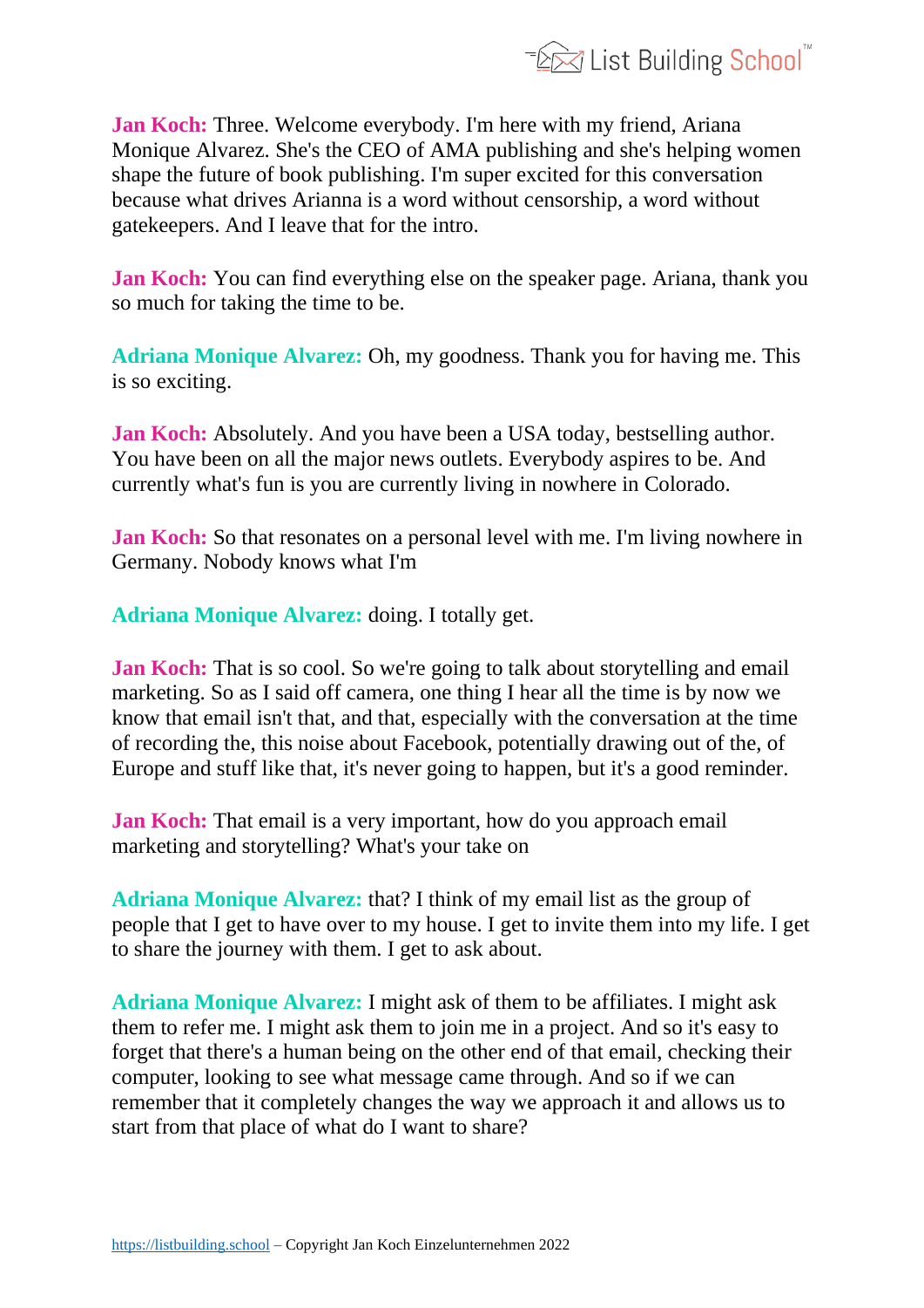**Jan Koch:** Three. Welcome everybody. I'm here with my friend, Ariana Monique Alvarez. She's the CEO of AMA publishing and she's helping women shape the future of book publishing. I'm super excited for this conversation because what drives Arianna is a word without censorship, a word without gatekeepers. And I leave that for the intro.

**Jan Koch:** You can find everything else on the speaker page. Ariana, thank you so much for taking the time to be.

**Adriana Monique Alvarez:** Oh, my goodness. Thank you for having me. This is so exciting.

**Jan Koch:** Absolutely. And you have been a USA today, bestselling author. You have been on all the major news outlets. Everybody aspires to be. And currently what's fun is you are currently living in nowhere in Colorado.

**Jan Koch:** So that resonates on a personal level with me. I'm living nowhere in Germany. Nobody knows what I'm

**Adriana Monique Alvarez:** doing. I totally get.

**Jan Koch:** That is so cool. So we're going to talk about storytelling and email marketing. So as I said off camera, one thing I hear all the time is by now we know that email isn't that, and that, especially with the conversation at the time of recording the, this noise about Facebook, potentially drawing out of the, of Europe and stuff like that, it's never going to happen, but it's a good reminder.

**Jan Koch:** That email is a very important, how do you approach email marketing and storytelling? What's your take on

**Adriana Monique Alvarez:** that? I think of my email list as the group of people that I get to have over to my house. I get to invite them into my life. I get to share the journey with them. I get to ask about.

**Adriana Monique Alvarez:** I might ask of them to be affiliates. I might ask them to refer me. I might ask them to join me in a project. And so it's easy to forget that there's a human being on the other end of that email, checking their computer, looking to see what message came through. And so if we can remember that it completely changes the way we approach it and allows us to start from that place of what do I want to share?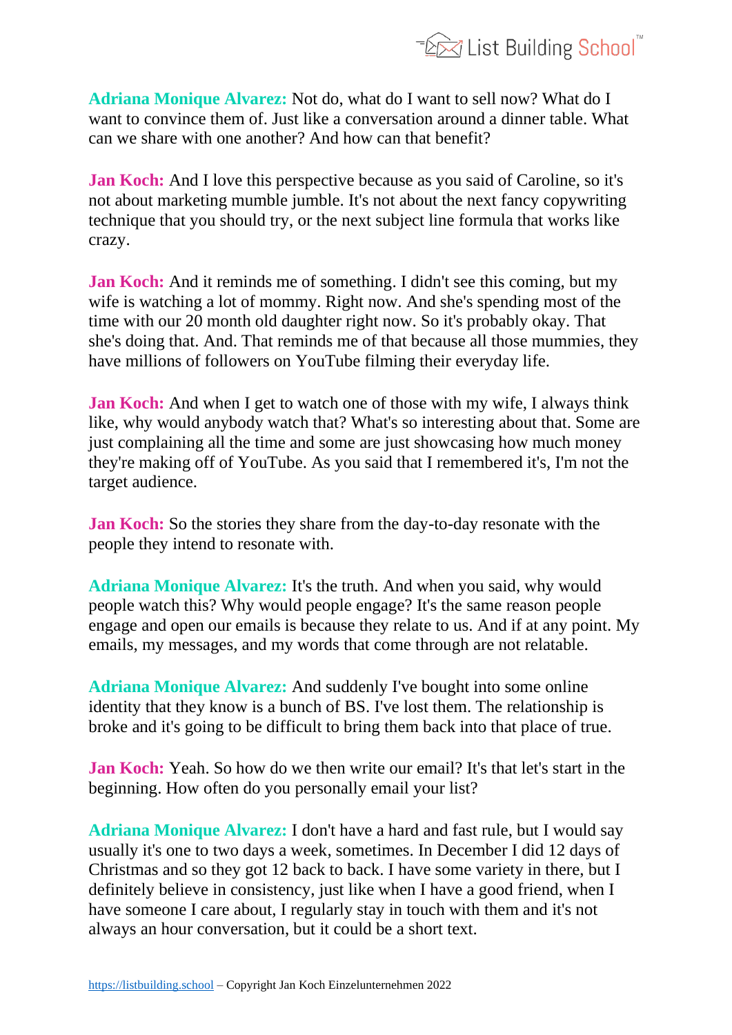**Adriana Monique Alvarez:** Not do, what do I want to sell now? What do I want to convince them of. Just like a conversation around a dinner table. What can we share with one another? And how can that benefit?

**Jan Koch:** And I love this perspective because as you said of Caroline, so it's not about marketing mumble jumble. It's not about the next fancy copywriting technique that you should try, or the next subject line formula that works like crazy.

**Jan Koch:** And it reminds me of something. I didn't see this coming, but my wife is watching a lot of mommy. Right now. And she's spending most of the time with our 20 month old daughter right now. So it's probably okay. That she's doing that. And. That reminds me of that because all those mummies, they have millions of followers on YouTube filming their everyday life.

**Jan Koch:** And when I get to watch one of those with my wife, I always think like, why would anybody watch that? What's so interesting about that. Some are just complaining all the time and some are just showcasing how much money they're making off of YouTube. As you said that I remembered it's, I'm not the target audience.

**Jan Koch:** So the stories they share from the day-to-day resonate with the people they intend to resonate with.

**Adriana Monique Alvarez:** It's the truth. And when you said, why would people watch this? Why would people engage? It's the same reason people engage and open our emails is because they relate to us. And if at any point. My emails, my messages, and my words that come through are not relatable.

**Adriana Monique Alvarez:** And suddenly I've bought into some online identity that they know is a bunch of BS. I've lost them. The relationship is broke and it's going to be difficult to bring them back into that place of true.

**Jan Koch:** Yeah. So how do we then write our email? It's that let's start in the beginning. How often do you personally email your list?

**Adriana Monique Alvarez:** I don't have a hard and fast rule, but I would say usually it's one to two days a week, sometimes. In December I did 12 days of Christmas and so they got 12 back to back. I have some variety in there, but I definitely believe in consistency, just like when I have a good friend, when I have someone I care about, I regularly stay in touch with them and it's not always an hour conversation, but it could be a short text.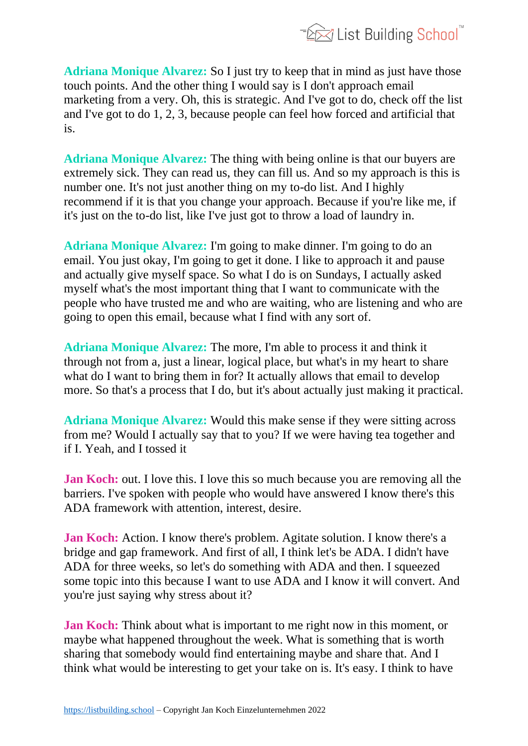**Adriana Monique Alvarez:** So I just try to keep that in mind as just have those touch points. And the other thing I would say is I don't approach email marketing from a very. Oh, this is strategic. And I've got to do, check off the list and I've got to do 1, 2, 3, because people can feel how forced and artificial that is.

**Adriana Monique Alvarez:** The thing with being online is that our buyers are extremely sick. They can read us, they can fill us. And so my approach is this is number one. It's not just another thing on my to-do list. And I highly recommend if it is that you change your approach. Because if you're like me, if it's just on the to-do list, like I've just got to throw a load of laundry in.

**Adriana Monique Alvarez:** I'm going to make dinner. I'm going to do an email. You just okay, I'm going to get it done. I like to approach it and pause and actually give myself space. So what I do is on Sundays, I actually asked myself what's the most important thing that I want to communicate with the people who have trusted me and who are waiting, who are listening and who are going to open this email, because what I find with any sort of.

**Adriana Monique Alvarez:** The more, I'm able to process it and think it through not from a, just a linear, logical place, but what's in my heart to share what do I want to bring them in for? It actually allows that email to develop more. So that's a process that I do, but it's about actually just making it practical.

**Adriana Monique Alvarez:** Would this make sense if they were sitting across from me? Would I actually say that to you? If we were having tea together and if I. Yeah, and I tossed it

**Jan Koch:** out. I love this. I love this so much because you are removing all the barriers. I've spoken with people who would have answered I know there's this ADA framework with attention, interest, desire.

**Jan Koch:** Action. I know there's problem. Agitate solution. I know there's a bridge and gap framework. And first of all, I think let's be ADA. I didn't have ADA for three weeks, so let's do something with ADA and then. I squeezed some topic into this because I want to use ADA and I know it will convert. And you're just saying why stress about it?

**Jan Koch:** Think about what is important to me right now in this moment, or maybe what happened throughout the week. What is something that is worth sharing that somebody would find entertaining maybe and share that. And I think what would be interesting to get your take on is. It's easy. I think to have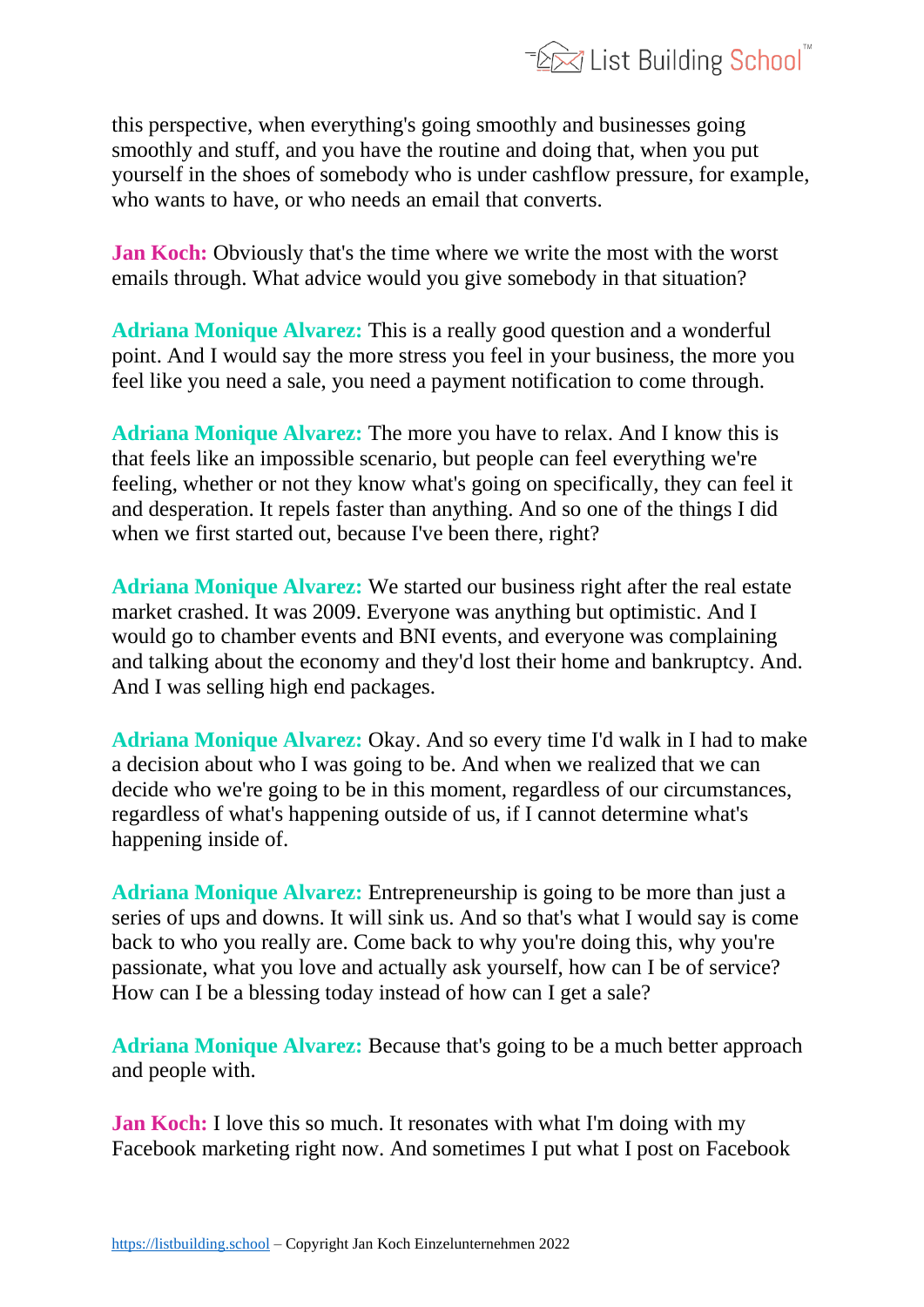this perspective, when everything's going smoothly and businesses going smoothly and stuff, and you have the routine and doing that, when you put yourself in the shoes of somebody who is under cashflow pressure, for example, who wants to have, or who needs an email that converts.

**Jan Koch:** Obviously that's the time where we write the most with the worst emails through. What advice would you give somebody in that situation?

**Adriana Monique Alvarez:** This is a really good question and a wonderful point. And I would say the more stress you feel in your business, the more you feel like you need a sale, you need a payment notification to come through.

**Adriana Monique Alvarez:** The more you have to relax. And I know this is that feels like an impossible scenario, but people can feel everything we're feeling, whether or not they know what's going on specifically, they can feel it and desperation. It repels faster than anything. And so one of the things I did when we first started out, because I've been there, right?

**Adriana Monique Alvarez:** We started our business right after the real estate market crashed. It was 2009. Everyone was anything but optimistic. And I would go to chamber events and BNI events, and everyone was complaining and talking about the economy and they'd lost their home and bankruptcy. And. And I was selling high end packages.

**Adriana Monique Alvarez:** Okay. And so every time I'd walk in I had to make a decision about who I was going to be. And when we realized that we can decide who we're going to be in this moment, regardless of our circumstances, regardless of what's happening outside of us, if I cannot determine what's happening inside of.

**Adriana Monique Alvarez:** Entrepreneurship is going to be more than just a series of ups and downs. It will sink us. And so that's what I would say is come back to who you really are. Come back to why you're doing this, why you're passionate, what you love and actually ask yourself, how can I be of service? How can I be a blessing today instead of how can I get a sale?

**Adriana Monique Alvarez:** Because that's going to be a much better approach and people with.

**Jan Koch:** I love this so much. It resonates with what I'm doing with my Facebook marketing right now. And sometimes I put what I post on Facebook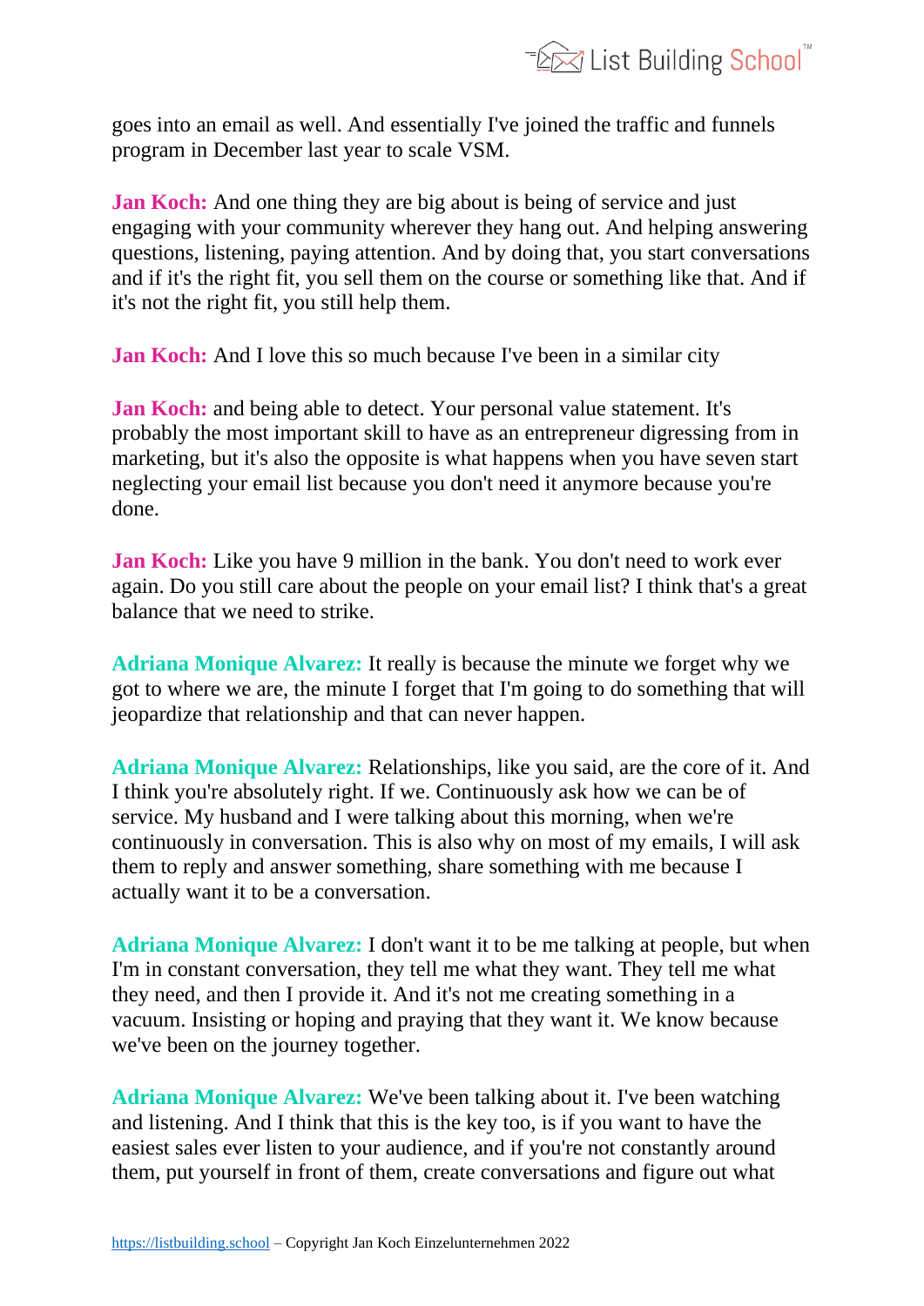goes into an email as well. And essentially I've joined the traffic and funnels program in December last year to scale VSM.

**Jan Koch:** And one thing they are big about is being of service and just engaging with your community wherever they hang out. And helping answering questions, listening, paying attention. And by doing that, you start conversations and if it's the right fit, you sell them on the course or something like that. And if it's not the right fit, you still help them.

**Jan Koch:** And I love this so much because I've been in a similar city

**Jan Koch:** and being able to detect. Your personal value statement. It's probably the most important skill to have as an entrepreneur digressing from in marketing, but it's also the opposite is what happens when you have seven start neglecting your email list because you don't need it anymore because you're done.

**Jan Koch:** Like you have 9 million in the bank. You don't need to work ever again. Do you still care about the people on your email list? I think that's a great balance that we need to strike.

**Adriana Monique Alvarez:** It really is because the minute we forget why we got to where we are, the minute I forget that I'm going to do something that will jeopardize that relationship and that can never happen.

**Adriana Monique Alvarez:** Relationships, like you said, are the core of it. And I think you're absolutely right. If we. Continuously ask how we can be of service. My husband and I were talking about this morning, when we're continuously in conversation. This is also why on most of my emails, I will ask them to reply and answer something, share something with me because I actually want it to be a conversation.

**Adriana Monique Alvarez:** I don't want it to be me talking at people, but when I'm in constant conversation, they tell me what they want. They tell me what they need, and then I provide it. And it's not me creating something in a vacuum. Insisting or hoping and praying that they want it. We know because we've been on the journey together.

**Adriana Monique Alvarez:** We've been talking about it. I've been watching and listening. And I think that this is the key too, is if you want to have the easiest sales ever listen to your audience, and if you're not constantly around them, put yourself in front of them, create conversations and figure out what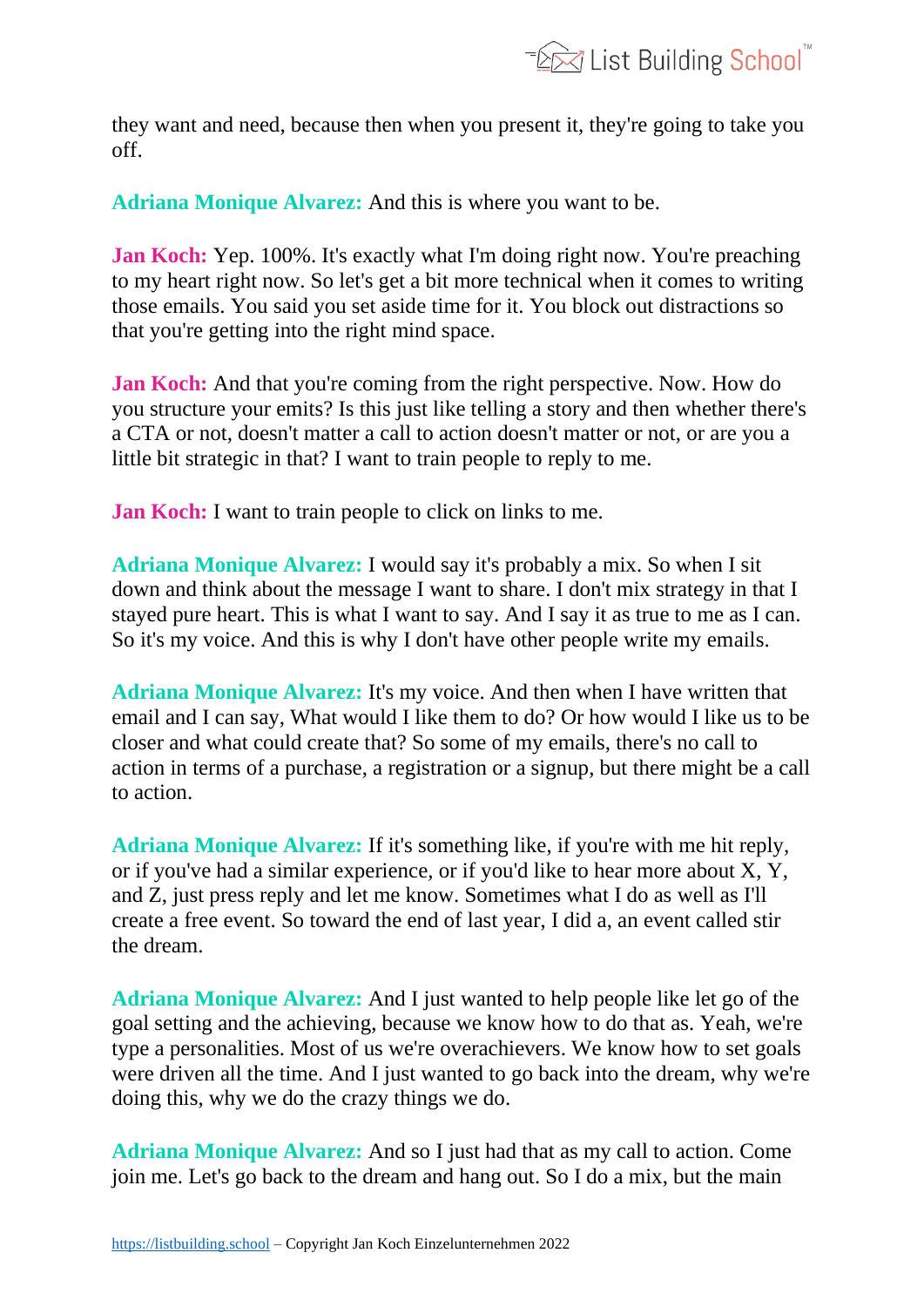they want and need, because then when you present it, they're going to take you off.

**Adriana Monique Alvarez:** And this is where you want to be.

**Jan Koch:** Yep. 100%. It's exactly what I'm doing right now. You're preaching to my heart right now. So let's get a bit more technical when it comes to writing those emails. You said you set aside time for it. You block out distractions so that you're getting into the right mind space.

**Jan Koch:** And that you're coming from the right perspective. Now. How do you structure your emits? Is this just like telling a story and then whether there's a CTA or not, doesn't matter a call to action doesn't matter or not, or are you a little bit strategic in that? I want to train people to reply to me.

**Jan Koch:** I want to train people to click on links to me.

**Adriana Monique Alvarez:** I would say it's probably a mix. So when I sit down and think about the message I want to share. I don't mix strategy in that I stayed pure heart. This is what I want to say. And I say it as true to me as I can. So it's my voice. And this is why I don't have other people write my emails.

**Adriana Monique Alvarez:** It's my voice. And then when I have written that email and I can say, What would I like them to do? Or how would I like us to be closer and what could create that? So some of my emails, there's no call to action in terms of a purchase, a registration or a signup, but there might be a call to action.

**Adriana Monique Alvarez:** If it's something like, if you're with me hit reply, or if you've had a similar experience, or if you'd like to hear more about X, Y, and Z, just press reply and let me know. Sometimes what I do as well as I'll create a free event. So toward the end of last year, I did a, an event called stir the dream.

**Adriana Monique Alvarez:** And I just wanted to help people like let go of the goal setting and the achieving, because we know how to do that as. Yeah, we're type a personalities. Most of us we're overachievers. We know how to set goals were driven all the time. And I just wanted to go back into the dream, why we're doing this, why we do the crazy things we do.

**Adriana Monique Alvarez:** And so I just had that as my call to action. Come join me. Let's go back to the dream and hang out. So I do a mix, but the main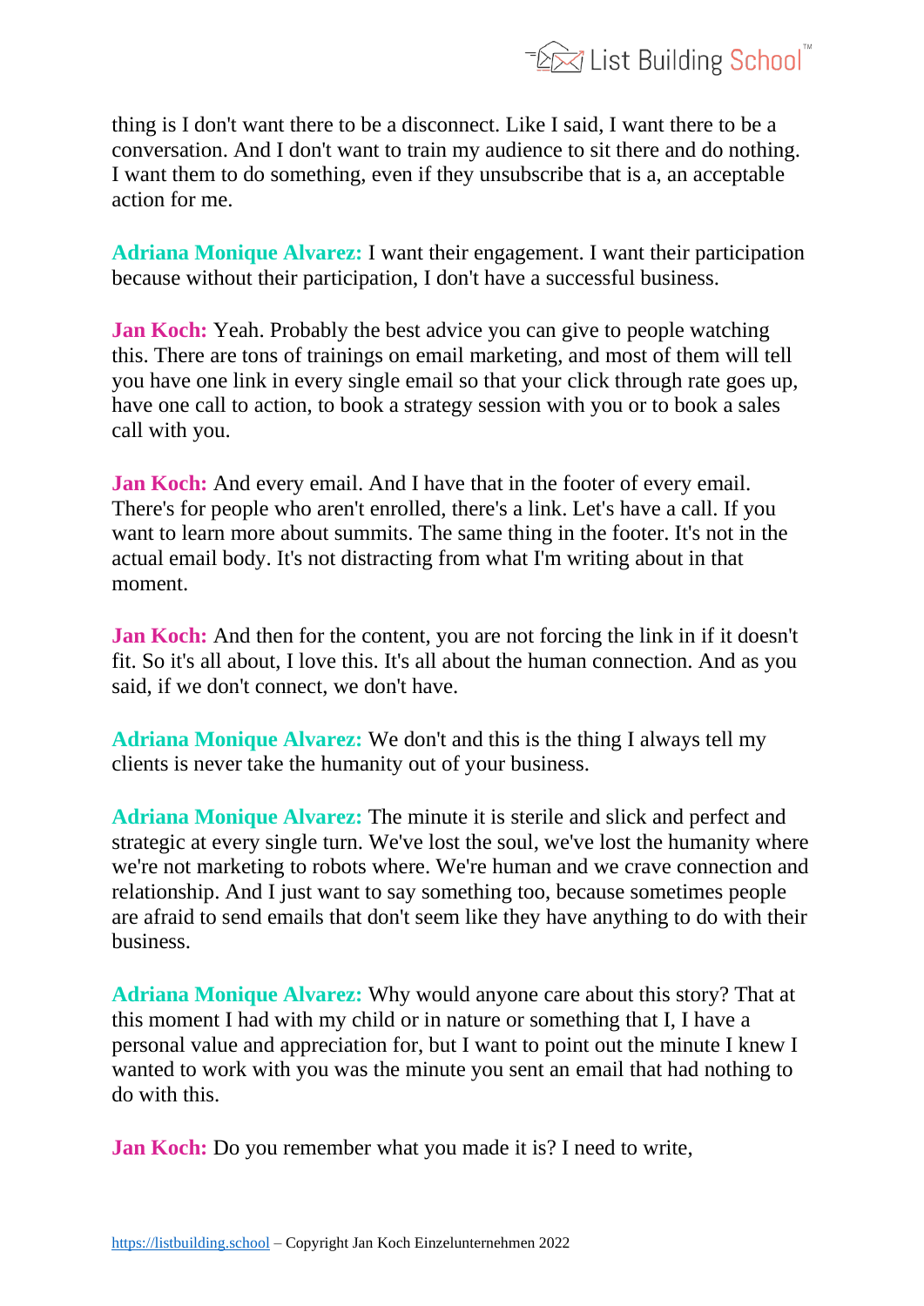thing is I don't want there to be a disconnect. Like I said, I want there to be a conversation. And I don't want to train my audience to sit there and do nothing. I want them to do something, even if they unsubscribe that is a, an acceptable action for me.

**Adriana Monique Alvarez:** I want their engagement. I want their participation because without their participation, I don't have a successful business.

**Jan Koch:** Yeah. Probably the best advice you can give to people watching this. There are tons of trainings on email marketing, and most of them will tell you have one link in every single email so that your click through rate goes up, have one call to action, to book a strategy session with you or to book a sales call with you.

**Jan Koch:** And every email. And I have that in the footer of every email. There's for people who aren't enrolled, there's a link. Let's have a call. If you want to learn more about summits. The same thing in the footer. It's not in the actual email body. It's not distracting from what I'm writing about in that moment.

**Jan Koch:** And then for the content, you are not forcing the link in if it doesn't fit. So it's all about, I love this. It's all about the human connection. And as you said, if we don't connect, we don't have.

**Adriana Monique Alvarez:** We don't and this is the thing I always tell my clients is never take the humanity out of your business.

**Adriana Monique Alvarez:** The minute it is sterile and slick and perfect and strategic at every single turn. We've lost the soul, we've lost the humanity where we're not marketing to robots where. We're human and we crave connection and relationship. And I just want to say something too, because sometimes people are afraid to send emails that don't seem like they have anything to do with their business.

**Adriana Monique Alvarez:** Why would anyone care about this story? That at this moment I had with my child or in nature or something that I, I have a personal value and appreciation for, but I want to point out the minute I knew I wanted to work with you was the minute you sent an email that had nothing to do with this.

**Jan Koch:** Do you remember what you made it is? I need to write,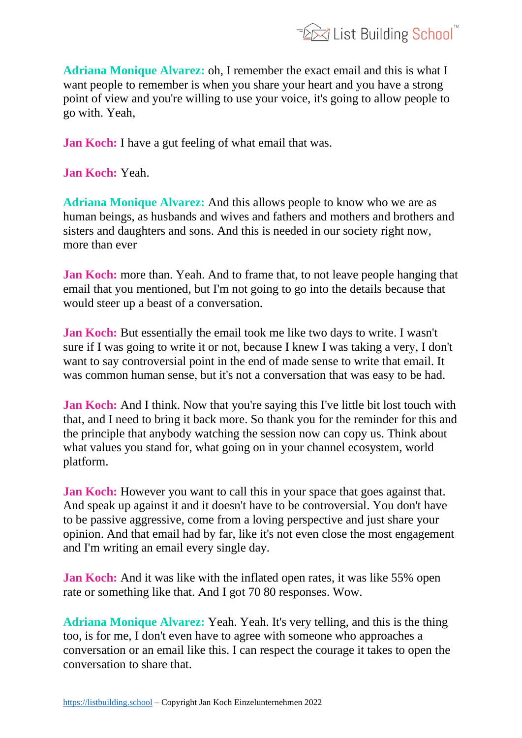**Adriana Monique Alvarez:** oh, I remember the exact email and this is what I want people to remember is when you share your heart and you have a strong point of view and you're willing to use your voice, it's going to allow people to go with. Yeah,

**Jan Koch:** I have a gut feeling of what email that was.

**Jan Koch:** Yeah.

**Adriana Monique Alvarez:** And this allows people to know who we are as human beings, as husbands and wives and fathers and mothers and brothers and sisters and daughters and sons. And this is needed in our society right now, more than ever

**Jan Koch:** more than. Yeah. And to frame that, to not leave people hanging that email that you mentioned, but I'm not going to go into the details because that would steer up a beast of a conversation.

**Jan Koch:** But essentially the email took me like two days to write. I wasn't sure if I was going to write it or not, because I knew I was taking a very, I don't want to say controversial point in the end of made sense to write that email. It was common human sense, but it's not a conversation that was easy to be had.

**Jan Koch:** And I think. Now that you're saying this I've little bit lost touch with that, and I need to bring it back more. So thank you for the reminder for this and the principle that anybody watching the session now can copy us. Think about what values you stand for, what going on in your channel ecosystem, world platform.

**Jan Koch:** However you want to call this in your space that goes against that. And speak up against it and it doesn't have to be controversial. You don't have to be passive aggressive, come from a loving perspective and just share your opinion. And that email had by far, like it's not even close the most engagement and I'm writing an email every single day.

**Jan Koch:** And it was like with the inflated open rates, it was like 55% open rate or something like that. And I got 70 80 responses. Wow.

**Adriana Monique Alvarez:** Yeah. Yeah. It's very telling, and this is the thing too, is for me, I don't even have to agree with someone who approaches a conversation or an email like this. I can respect the courage it takes to open the conversation to share that.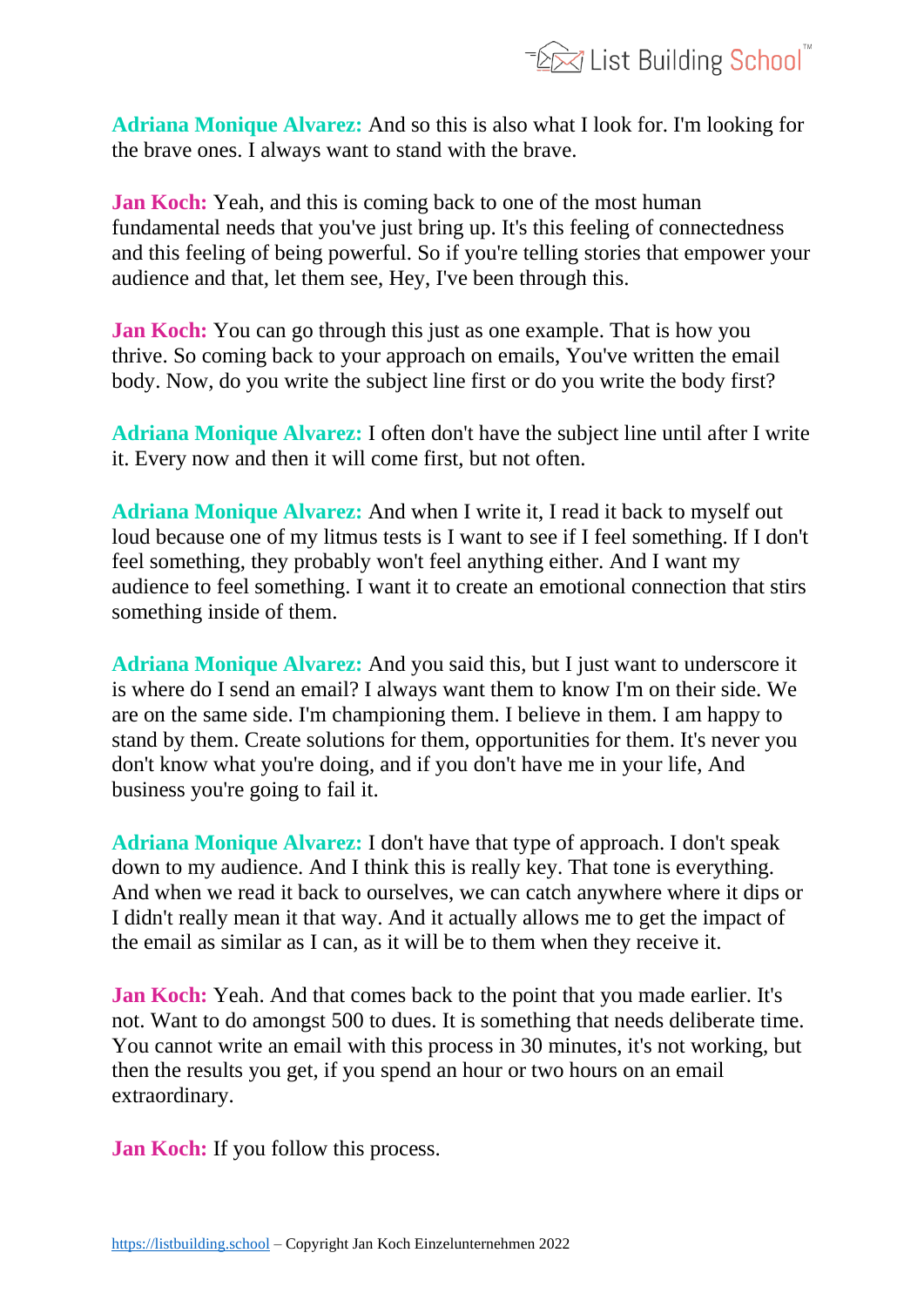**Adriana Monique Alvarez:** And so this is also what I look for. I'm looking for the brave ones. I always want to stand with the brave.

**Jan Koch:** Yeah, and this is coming back to one of the most human fundamental needs that you've just bring up. It's this feeling of connectedness and this feeling of being powerful. So if you're telling stories that empower your audience and that, let them see, Hey, I've been through this.

**Jan Koch:** You can go through this just as one example. That is how you thrive. So coming back to your approach on emails, You've written the email body. Now, do you write the subject line first or do you write the body first?

**Adriana Monique Alvarez:** I often don't have the subject line until after I write it. Every now and then it will come first, but not often.

**Adriana Monique Alvarez:** And when I write it, I read it back to myself out loud because one of my litmus tests is I want to see if I feel something. If I don't feel something, they probably won't feel anything either. And I want my audience to feel something. I want it to create an emotional connection that stirs something inside of them.

**Adriana Monique Alvarez:** And you said this, but I just want to underscore it is where do I send an email? I always want them to know I'm on their side. We are on the same side. I'm championing them. I believe in them. I am happy to stand by them. Create solutions for them, opportunities for them. It's never you don't know what you're doing, and if you don't have me in your life, And business you're going to fail it.

**Adriana Monique Alvarez:** I don't have that type of approach. I don't speak down to my audience. And I think this is really key. That tone is everything. And when we read it back to ourselves, we can catch anywhere where it dips or I didn't really mean it that way. And it actually allows me to get the impact of the email as similar as I can, as it will be to them when they receive it.

**Jan Koch:** Yeah. And that comes back to the point that you made earlier. It's not. Want to do amongst 500 to dues. It is something that needs deliberate time. You cannot write an email with this process in 30 minutes, it's not working, but then the results you get, if you spend an hour or two hours on an email extraordinary.

**Jan Koch:** If you follow this process.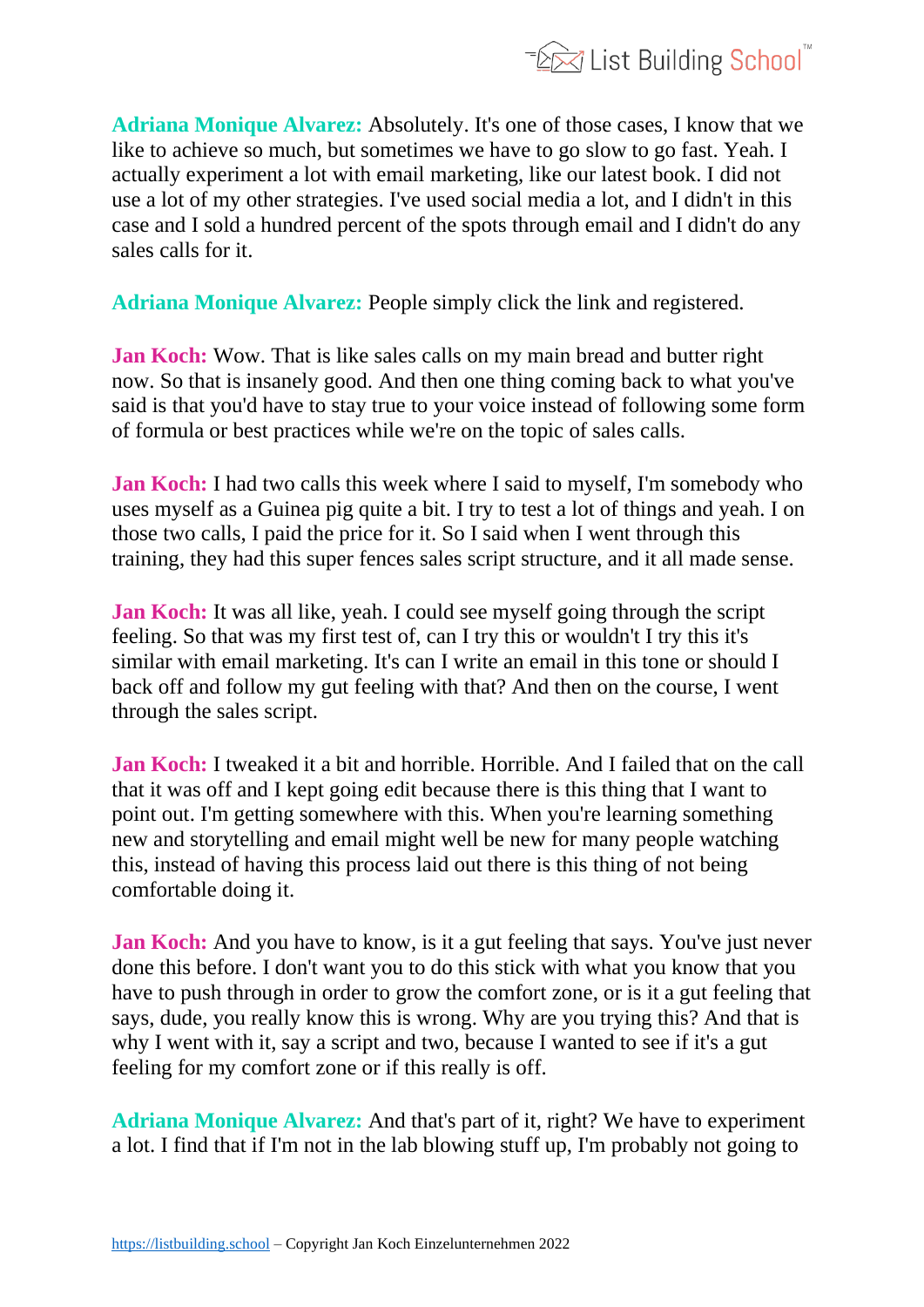**Adriana Monique Alvarez:** Absolutely. It's one of those cases, I know that we like to achieve so much, but sometimes we have to go slow to go fast. Yeah. I actually experiment a lot with email marketing, like our latest book. I did not use a lot of my other strategies. I've used social media a lot, and I didn't in this case and I sold a hundred percent of the spots through email and I didn't do any sales calls for it.

**Adriana Monique Alvarez:** People simply click the link and registered.

**Jan Koch:** Wow. That is like sales calls on my main bread and butter right now. So that is insanely good. And then one thing coming back to what you've said is that you'd have to stay true to your voice instead of following some form of formula or best practices while we're on the topic of sales calls.

**Jan Koch:** I had two calls this week where I said to myself, I'm somebody who uses myself as a Guinea pig quite a bit. I try to test a lot of things and yeah. I on those two calls, I paid the price for it. So I said when I went through this training, they had this super fences sales script structure, and it all made sense.

**Jan Koch:** It was all like, yeah. I could see myself going through the script feeling. So that was my first test of, can I try this or wouldn't I try this it's similar with email marketing. It's can I write an email in this tone or should I back off and follow my gut feeling with that? And then on the course, I went through the sales script.

**Jan Koch:** I tweaked it a bit and horrible. Horrible. And I failed that on the call that it was off and I kept going edit because there is this thing that I want to point out. I'm getting somewhere with this. When you're learning something new and storytelling and email might well be new for many people watching this, instead of having this process laid out there is this thing of not being comfortable doing it.

**Jan Koch:** And you have to know, is it a gut feeling that says. You've just never done this before. I don't want you to do this stick with what you know that you have to push through in order to grow the comfort zone, or is it a gut feeling that says, dude, you really know this is wrong. Why are you trying this? And that is why I went with it, say a script and two, because I wanted to see if it's a gut feeling for my comfort zone or if this really is off.

**Adriana Monique Alvarez:** And that's part of it, right? We have to experiment a lot. I find that if I'm not in the lab blowing stuff up, I'm probably not going to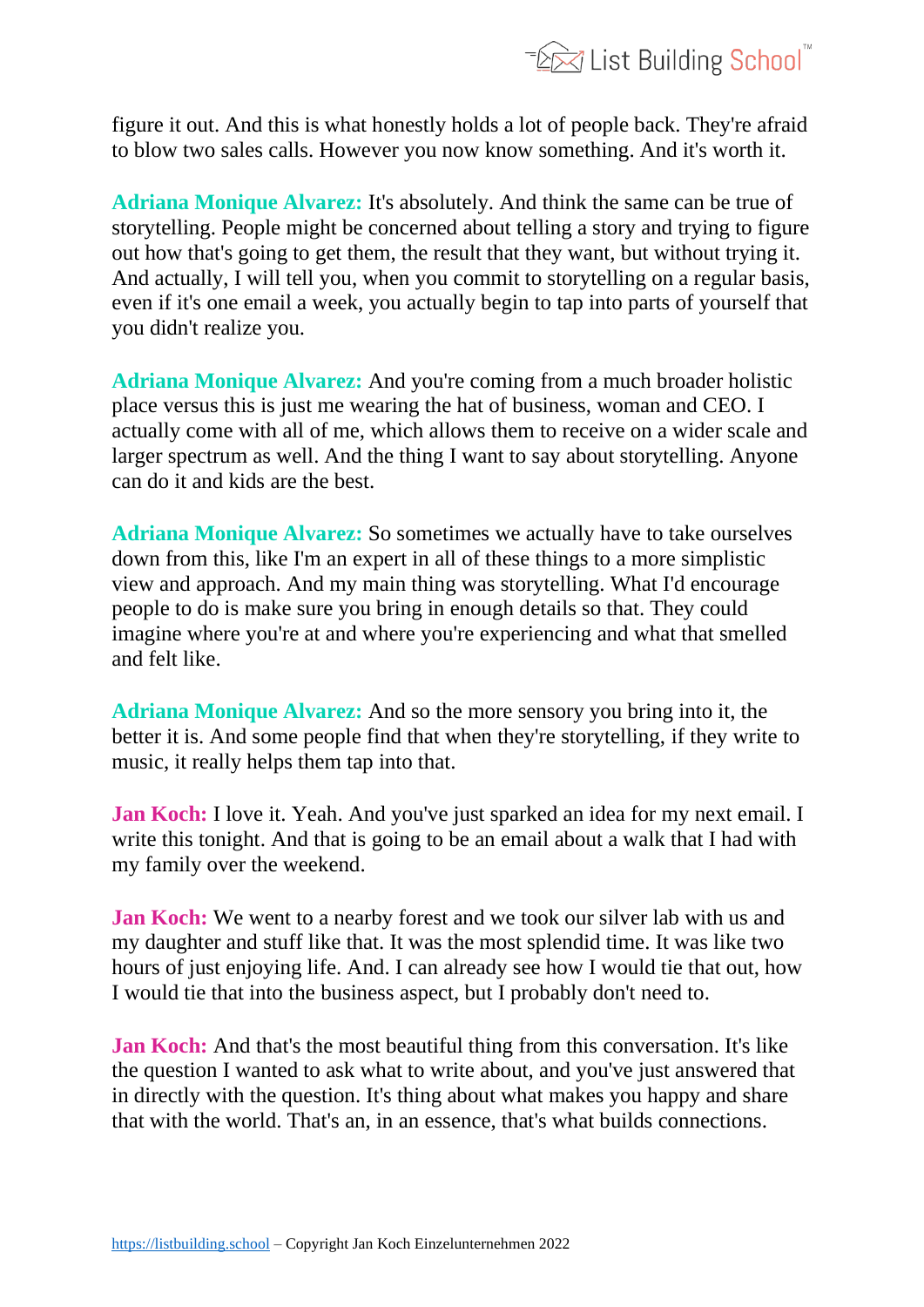figure it out. And this is what honestly holds a lot of people back. They're afraid to blow two sales calls. However you now know something. And it's worth it.

**Adriana Monique Alvarez:** It's absolutely. And think the same can be true of storytelling. People might be concerned about telling a story and trying to figure out how that's going to get them, the result that they want, but without trying it. And actually, I will tell you, when you commit to storytelling on a regular basis, even if it's one email a week, you actually begin to tap into parts of yourself that you didn't realize you.

**Adriana Monique Alvarez:** And you're coming from a much broader holistic place versus this is just me wearing the hat of business, woman and CEO. I actually come with all of me, which allows them to receive on a wider scale and larger spectrum as well. And the thing I want to say about storytelling. Anyone can do it and kids are the best.

**Adriana Monique Alvarez:** So sometimes we actually have to take ourselves down from this, like I'm an expert in all of these things to a more simplistic view and approach. And my main thing was storytelling. What I'd encourage people to do is make sure you bring in enough details so that. They could imagine where you're at and where you're experiencing and what that smelled and felt like.

**Adriana Monique Alvarez:** And so the more sensory you bring into it, the better it is. And some people find that when they're storytelling, if they write to music, it really helps them tap into that.

**Jan Koch:** I love it. Yeah. And you've just sparked an idea for my next email. I write this tonight. And that is going to be an email about a walk that I had with my family over the weekend.

**Jan Koch:** We went to a nearby forest and we took our silver lab with us and my daughter and stuff like that. It was the most splendid time. It was like two hours of just enjoying life. And. I can already see how I would tie that out, how I would tie that into the business aspect, but I probably don't need to.

**Jan Koch:** And that's the most beautiful thing from this conversation. It's like the question I wanted to ask what to write about, and you've just answered that in directly with the question. It's thing about what makes you happy and share that with the world. That's an, in an essence, that's what builds connections.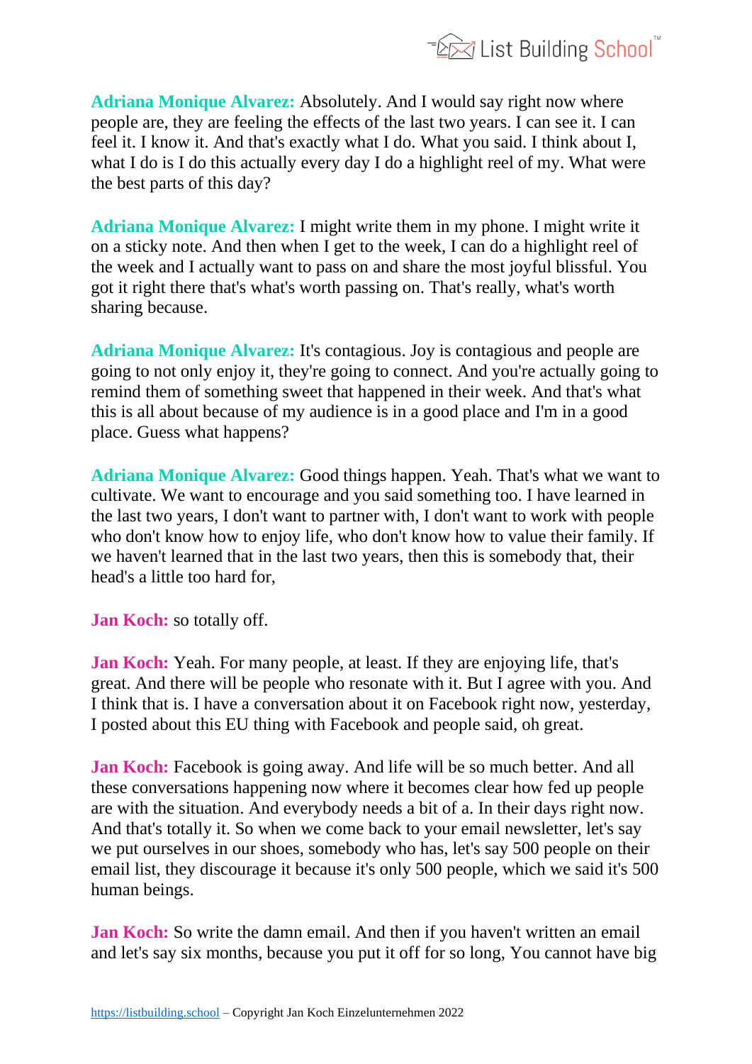**Adriana Monique Alvarez:** Absolutely. And I would say right now where people are, they are feeling the effects of the last two years. I can see it. I can feel it. I know it. And that's exactly what I do. What you said. I think about I, what I do is I do this actually every day I do a highlight reel of my. What were the best parts of this day?

**Adriana Monique Alvarez:** I might write them in my phone. I might write it on a sticky note. And then when I get to the week, I can do a highlight reel of the week and I actually want to pass on and share the most joyful blissful. You got it right there that's what's worth passing on. That's really, what's worth sharing because.

**Adriana Monique Alvarez:** It's contagious. Joy is contagious and people are going to not only enjoy it, they're going to connect. And you're actually going to remind them of something sweet that happened in their week. And that's what this is all about because of my audience is in a good place and I'm in a good place. Guess what happens?

**Adriana Monique Alvarez:** Good things happen. Yeah. That's what we want to cultivate. We want to encourage and you said something too. I have learned in the last two years, I don't want to partner with, I don't want to work with people who don't know how to enjoy life, who don't know how to value their family. If we haven't learned that in the last two years, then this is somebody that, their head's a little too hard for,

**Jan Koch:** so totally off.

**Jan Koch:** Yeah. For many people, at least. If they are enjoying life, that's great. And there will be people who resonate with it. But I agree with you. And I think that is. I have a conversation about it on Facebook right now, yesterday, I posted about this EU thing with Facebook and people said, oh great.

**Jan Koch:** Facebook is going away. And life will be so much better. And all these conversations happening now where it becomes clear how fed up people are with the situation. And everybody needs a bit of a. In their days right now. And that's totally it. So when we come back to your email newsletter, let's say we put ourselves in our shoes, somebody who has, let's say 500 people on their email list, they discourage it because it's only 500 people, which we said it's 500 human beings.

**Jan Koch:** So write the damn email. And then if you haven't written an email and let's say six months, because you put it off for so long, You cannot have big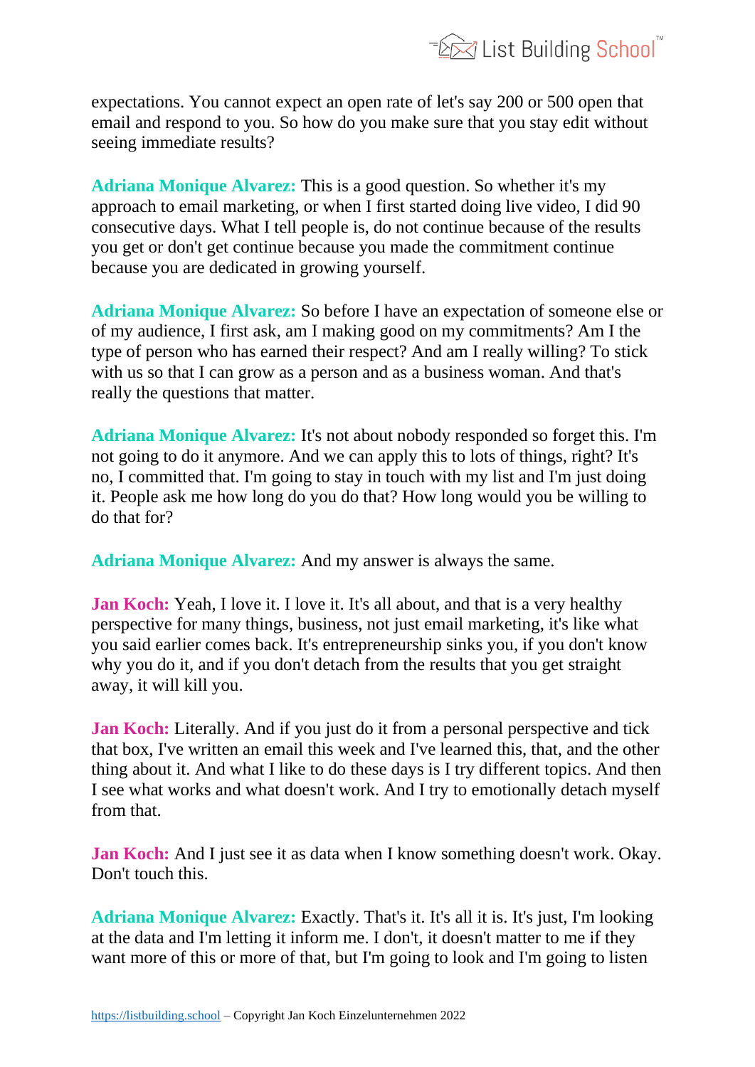expectations. You cannot expect an open rate of let's say 200 or 500 open that email and respond to you. So how do you make sure that you stay edit without seeing immediate results?

**Adriana Monique Alvarez:** This is a good question. So whether it's my approach to email marketing, or when I first started doing live video, I did 90 consecutive days. What I tell people is, do not continue because of the results you get or don't get continue because you made the commitment continue because you are dedicated in growing yourself.

**Adriana Monique Alvarez:** So before I have an expectation of someone else or of my audience, I first ask, am I making good on my commitments? Am I the type of person who has earned their respect? And am I really willing? To stick with us so that I can grow as a person and as a business woman. And that's really the questions that matter.

**Adriana Monique Alvarez:** It's not about nobody responded so forget this. I'm not going to do it anymore. And we can apply this to lots of things, right? It's no, I committed that. I'm going to stay in touch with my list and I'm just doing it. People ask me how long do you do that? How long would you be willing to do that for?

**Adriana Monique Alvarez:** And my answer is always the same.

**Jan Koch:** Yeah, I love it. I love it. It's all about, and that is a very healthy perspective for many things, business, not just email marketing, it's like what you said earlier comes back. It's entrepreneurship sinks you, if you don't know why you do it, and if you don't detach from the results that you get straight away, it will kill you.

**Jan Koch:** Literally. And if you just do it from a personal perspective and tick that box, I've written an email this week and I've learned this, that, and the other thing about it. And what I like to do these days is I try different topics. And then I see what works and what doesn't work. And I try to emotionally detach myself from that.

**Jan Koch:** And I just see it as data when I know something doesn't work. Okay. Don't touch this.

**Adriana Monique Alvarez:** Exactly. That's it. It's all it is. It's just, I'm looking at the data and I'm letting it inform me. I don't, it doesn't matter to me if they want more of this or more of that, but I'm going to look and I'm going to listen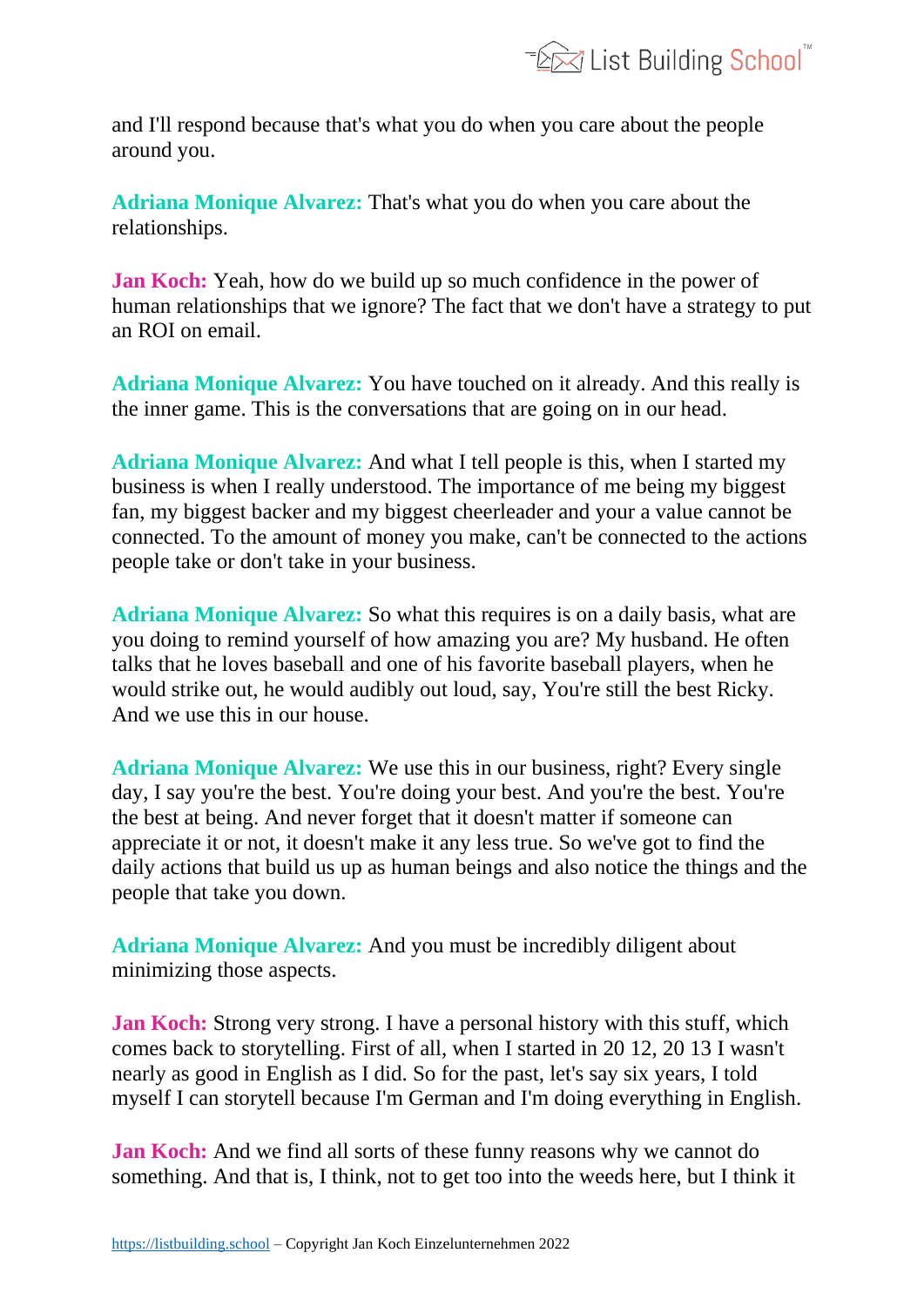and I'll respond because that's what you do when you care about the people around you.

**Adriana Monique Alvarez:** That's what you do when you care about the relationships.

**Jan Koch:** Yeah, how do we build up so much confidence in the power of human relationships that we ignore? The fact that we don't have a strategy to put an ROI on email.

**Adriana Monique Alvarez:** You have touched on it already. And this really is the inner game. This is the conversations that are going on in our head.

**Adriana Monique Alvarez:** And what I tell people is this, when I started my business is when I really understood. The importance of me being my biggest fan, my biggest backer and my biggest cheerleader and your a value cannot be connected. To the amount of money you make, can't be connected to the actions people take or don't take in your business.

**Adriana Monique Alvarez:** So what this requires is on a daily basis, what are you doing to remind yourself of how amazing you are? My husband. He often talks that he loves baseball and one of his favorite baseball players, when he would strike out, he would audibly out loud, say, You're still the best Ricky. And we use this in our house.

**Adriana Monique Alvarez:** We use this in our business, right? Every single day, I say you're the best. You're doing your best. And you're the best. You're the best at being. And never forget that it doesn't matter if someone can appreciate it or not, it doesn't make it any less true. So we've got to find the daily actions that build us up as human beings and also notice the things and the people that take you down.

**Adriana Monique Alvarez:** And you must be incredibly diligent about minimizing those aspects.

**Jan Koch:** Strong very strong. I have a personal history with this stuff, which comes back to storytelling. First of all, when I started in 20 12, 20 13 I wasn't nearly as good in English as I did. So for the past, let's say six years, I told myself I can storytell because I'm German and I'm doing everything in English.

**Jan Koch:** And we find all sorts of these funny reasons why we cannot do something. And that is, I think, not to get too into the weeds here, but I think it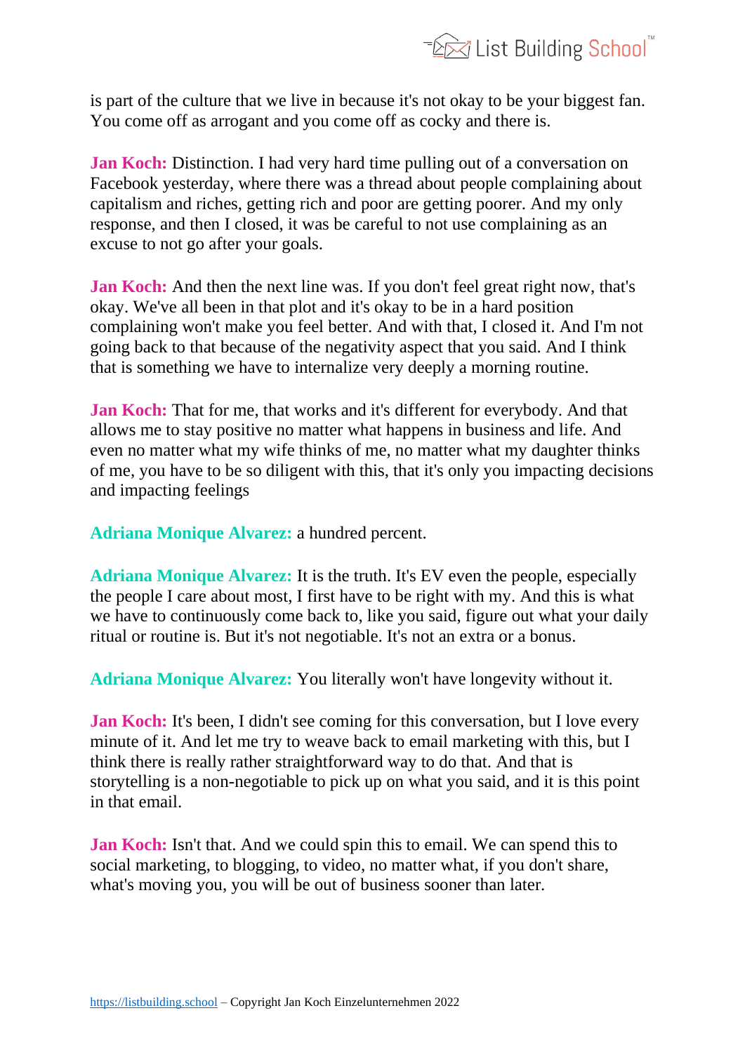is part of the culture that we live in because it's not okay to be your biggest fan. You come off as arrogant and you come off as cocky and there is.

**Jan Koch:** Distinction. I had very hard time pulling out of a conversation on Facebook yesterday, where there was a thread about people complaining about capitalism and riches, getting rich and poor are getting poorer. And my only response, and then I closed, it was be careful to not use complaining as an excuse to not go after your goals.

**Jan Koch:** And then the next line was. If you don't feel great right now, that's okay. We've all been in that plot and it's okay to be in a hard position complaining won't make you feel better. And with that, I closed it. And I'm not going back to that because of the negativity aspect that you said. And I think that is something we have to internalize very deeply a morning routine.

**Jan Koch:** That for me, that works and it's different for everybody. And that allows me to stay positive no matter what happens in business and life. And even no matter what my wife thinks of me, no matter what my daughter thinks of me, you have to be so diligent with this, that it's only you impacting decisions and impacting feelings

**Adriana Monique Alvarez:** a hundred percent.

**Adriana Monique Alvarez:** It is the truth. It's EV even the people, especially the people I care about most, I first have to be right with my. And this is what we have to continuously come back to, like you said, figure out what your daily ritual or routine is. But it's not negotiable. It's not an extra or a bonus.

**Adriana Monique Alvarez:** You literally won't have longevity without it.

**Jan Koch:** It's been, I didn't see coming for this conversation, but I love every minute of it. And let me try to weave back to email marketing with this, but I think there is really rather straightforward way to do that. And that is storytelling is a non-negotiable to pick up on what you said, and it is this point in that email.

**Jan Koch:** Isn't that. And we could spin this to email. We can spend this to social marketing, to blogging, to video, no matter what, if you don't share, what's moving you, you will be out of business sooner than later.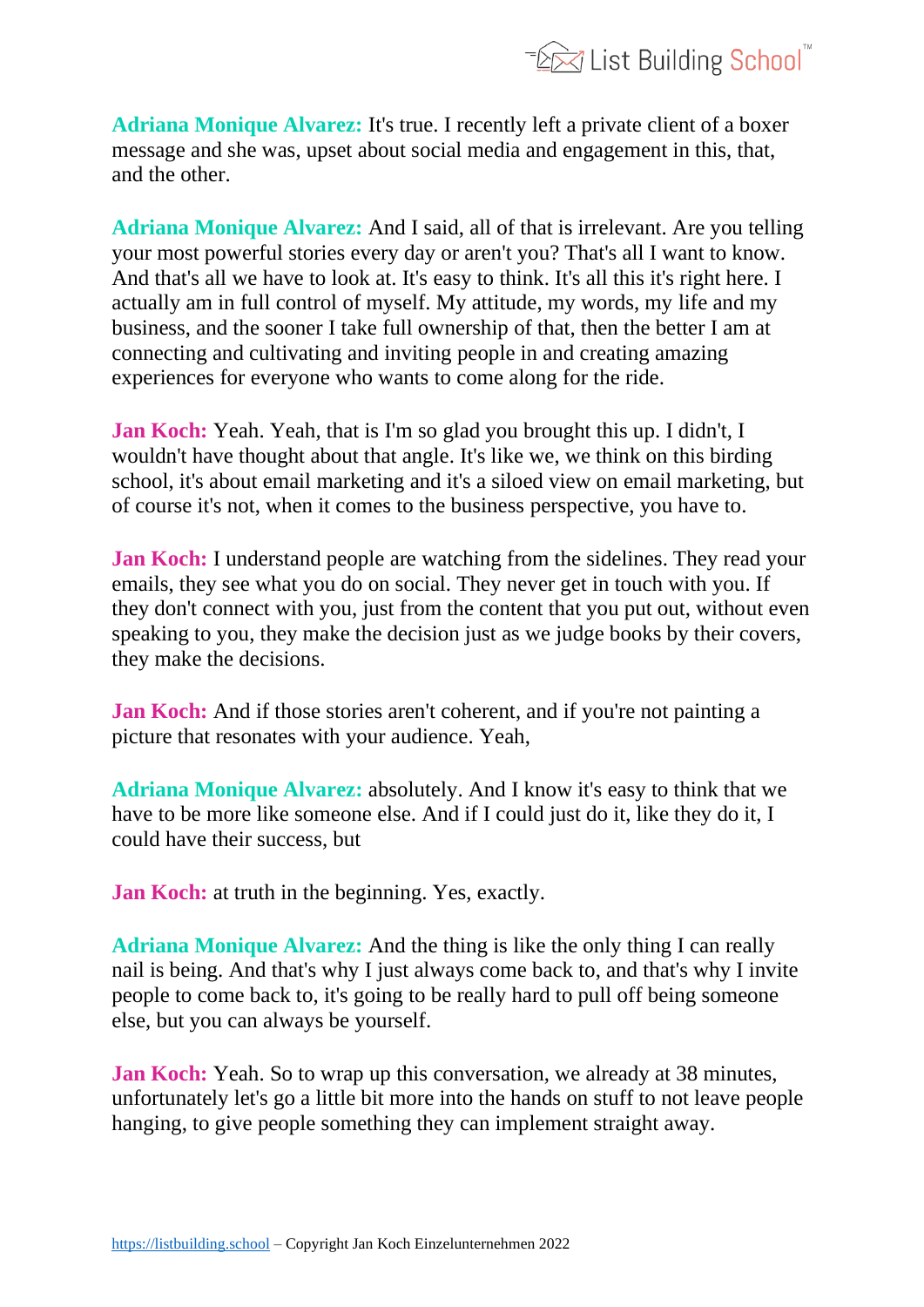**Adriana Monique Alvarez:** It's true. I recently left a private client of a boxer message and she was, upset about social media and engagement in this, that, and the other.

**Adriana Monique Alvarez:** And I said, all of that is irrelevant. Are you telling your most powerful stories every day or aren't you? That's all I want to know. And that's all we have to look at. It's easy to think. It's all this it's right here. I actually am in full control of myself. My attitude, my words, my life and my business, and the sooner I take full ownership of that, then the better I am at connecting and cultivating and inviting people in and creating amazing experiences for everyone who wants to come along for the ride.

**Jan Koch:** Yeah. Yeah, that is I'm so glad you brought this up. I didn't, I wouldn't have thought about that angle. It's like we, we think on this birding school, it's about email marketing and it's a siloed view on email marketing, but of course it's not, when it comes to the business perspective, you have to.

**Jan Koch:** I understand people are watching from the sidelines. They read your emails, they see what you do on social. They never get in touch with you. If they don't connect with you, just from the content that you put out, without even speaking to you, they make the decision just as we judge books by their covers, they make the decisions.

**Jan Koch:** And if those stories aren't coherent, and if you're not painting a picture that resonates with your audience. Yeah,

**Adriana Monique Alvarez:** absolutely. And I know it's easy to think that we have to be more like someone else. And if I could just do it, like they do it, I could have their success, but

**Jan Koch:** at truth in the beginning. Yes, exactly.

**Adriana Monique Alvarez:** And the thing is like the only thing I can really nail is being. And that's why I just always come back to, and that's why I invite people to come back to, it's going to be really hard to pull off being someone else, but you can always be yourself.

**Jan Koch:** Yeah. So to wrap up this conversation, we already at 38 minutes, unfortunately let's go a little bit more into the hands on stuff to not leave people hanging, to give people something they can implement straight away.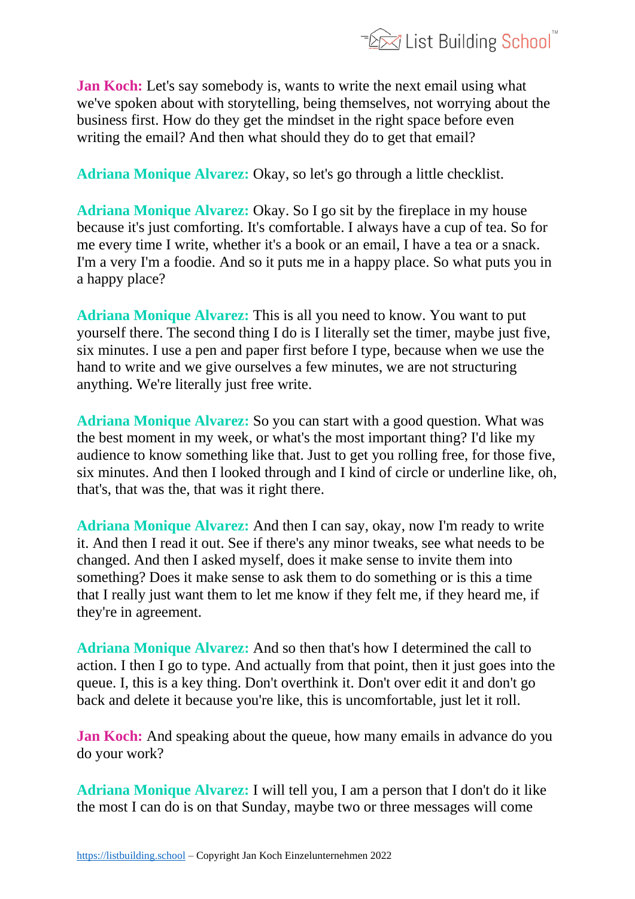**Jan Koch:** Let's say somebody is, wants to write the next email using what we've spoken about with storytelling, being themselves, not worrying about the business first. How do they get the mindset in the right space before even writing the email? And then what should they do to get that email?

**Adriana Monique Alvarez:** Okay, so let's go through a little checklist.

**Adriana Monique Alvarez:** Okay. So I go sit by the fireplace in my house because it's just comforting. It's comfortable. I always have a cup of tea. So for me every time I write, whether it's a book or an email, I have a tea or a snack. I'm a very I'm a foodie. And so it puts me in a happy place. So what puts you in a happy place?

**Adriana Monique Alvarez:** This is all you need to know. You want to put yourself there. The second thing I do is I literally set the timer, maybe just five, six minutes. I use a pen and paper first before I type, because when we use the hand to write and we give ourselves a few minutes, we are not structuring anything. We're literally just free write.

**Adriana Monique Alvarez:** So you can start with a good question. What was the best moment in my week, or what's the most important thing? I'd like my audience to know something like that. Just to get you rolling free, for those five, six minutes. And then I looked through and I kind of circle or underline like, oh, that's, that was the, that was it right there.

**Adriana Monique Alvarez:** And then I can say, okay, now I'm ready to write it. And then I read it out. See if there's any minor tweaks, see what needs to be changed. And then I asked myself, does it make sense to invite them into something? Does it make sense to ask them to do something or is this a time that I really just want them to let me know if they felt me, if they heard me, if they're in agreement.

**Adriana Monique Alvarez:** And so then that's how I determined the call to action. I then I go to type. And actually from that point, then it just goes into the queue. I, this is a key thing. Don't overthink it. Don't over edit it and don't go back and delete it because you're like, this is uncomfortable, just let it roll.

**Jan Koch:** And speaking about the queue, how many emails in advance do you do your work?

**Adriana Monique Alvarez:** I will tell you, I am a person that I don't do it like the most I can do is on that Sunday, maybe two or three messages will come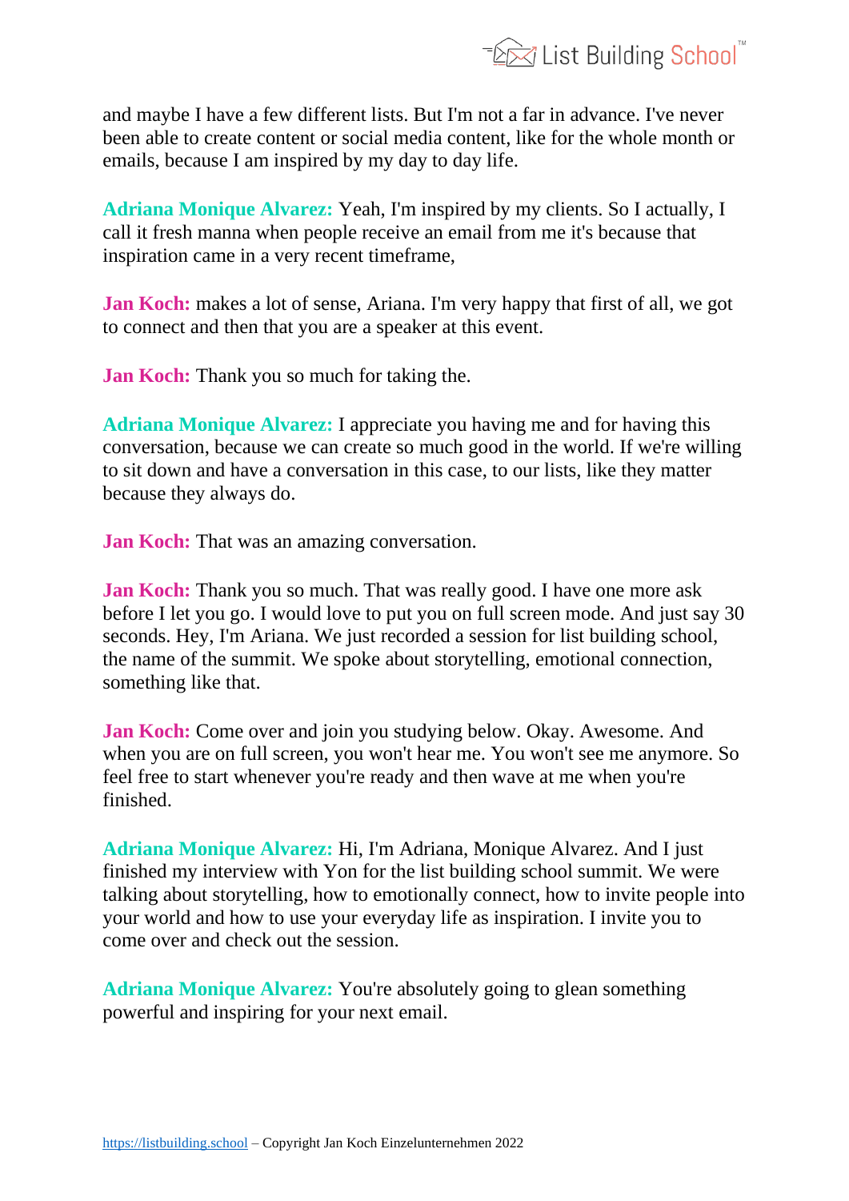and maybe I have a few different lists. But I'm not a far in advance. I've never been able to create content or social media content, like for the whole month or emails, because I am inspired by my day to day life.

**Adriana Monique Alvarez:** Yeah, I'm inspired by my clients. So I actually, I call it fresh manna when people receive an email from me it's because that inspiration came in a very recent timeframe,

**Jan Koch:** makes a lot of sense, Ariana. I'm very happy that first of all, we got to connect and then that you are a speaker at this event.

**Jan Koch:** Thank you so much for taking the.

**Adriana Monique Alvarez:** I appreciate you having me and for having this conversation, because we can create so much good in the world. If we're willing to sit down and have a conversation in this case, to our lists, like they matter because they always do.

**Jan Koch:** That was an amazing conversation.

**Jan Koch:** Thank you so much. That was really good. I have one more ask before I let you go. I would love to put you on full screen mode. And just say 30 seconds. Hey, I'm Ariana. We just recorded a session for list building school, the name of the summit. We spoke about storytelling, emotional connection, something like that.

**Jan Koch:** Come over and join you studying below. Okay. Awesome. And when you are on full screen, you won't hear me. You won't see me anymore. So feel free to start whenever you're ready and then wave at me when you're finished.

**Adriana Monique Alvarez:** Hi, I'm Adriana, Monique Alvarez. And I just finished my interview with Yon for the list building school summit. We were talking about storytelling, how to emotionally connect, how to invite people into your world and how to use your everyday life as inspiration. I invite you to come over and check out the session.

**Adriana Monique Alvarez:** You're absolutely going to glean something powerful and inspiring for your next email.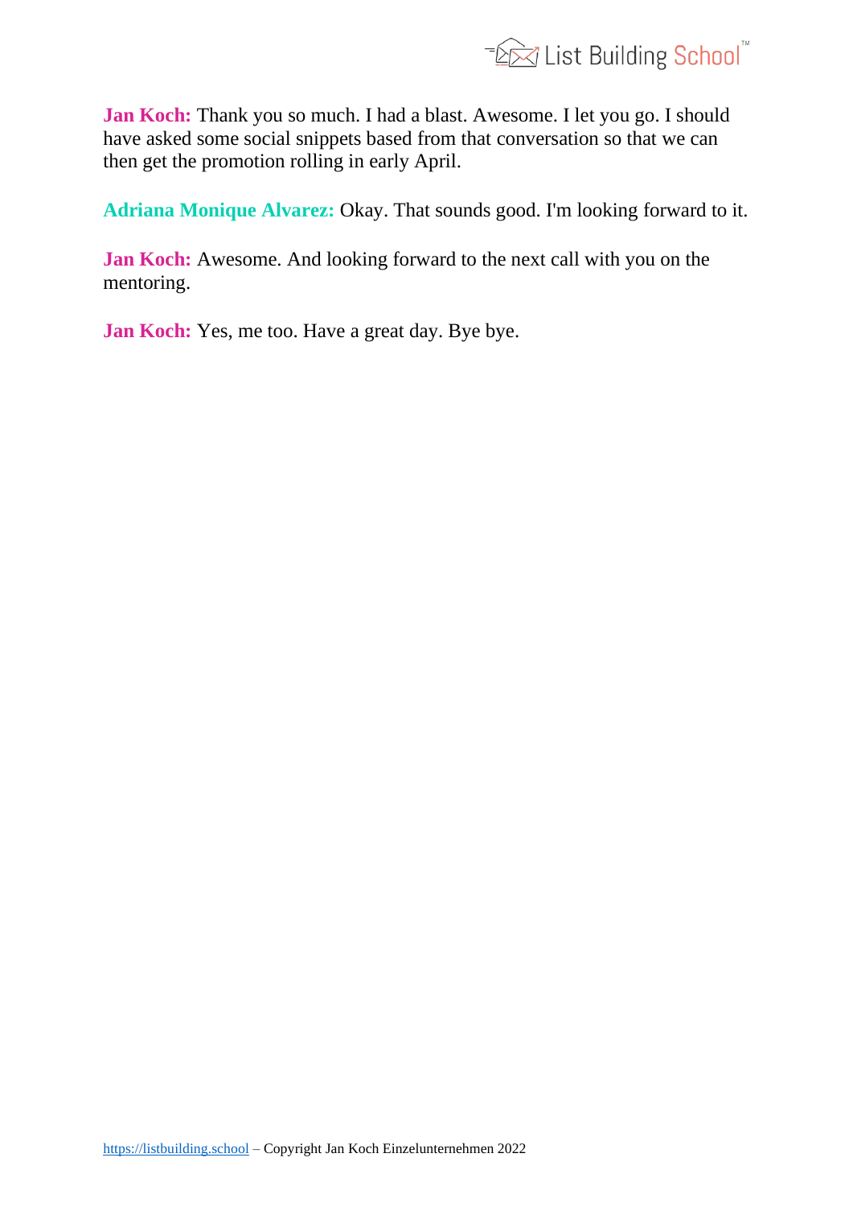**Jan Koch:** Thank you so much. I had a blast. Awesome. I let you go. I should have asked some social snippets based from that conversation so that we can then get the promotion rolling in early April.

**Adriana Monique Alvarez:** Okay. That sounds good. I'm looking forward to it.

**Jan Koch:** Awesome. And looking forward to the next call with you on the mentoring.

**Jan Koch:** Yes, me too. Have a great day. Bye bye.